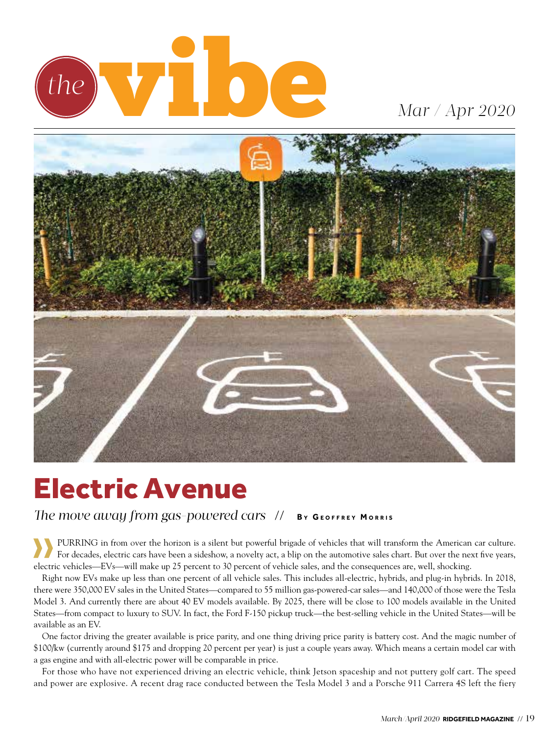# the vibe

*Mar / Apr 2020*

## Electric Avenue

*The move away from gas-powered cars* // **By Geoffrey Morris**

PURRING in from over the horizon is a silent but powerful brigade of vehicles that will transform the American car culture. For decades, electric cars have been a sideshow, a novelty act, a blip on the automotive sales chart. But over the next five years, electric vehicles—EVs—will make up 25 percent to 30 percent of vehicle sales, and the consequences are, well, shocking.

Right now EVs make up less than one percent of all vehicle sales. This includes all-electric, hybrids, and plug-in hybrids. In 2018, there were 350,000 EV sales in the United States—compared to 55 million gas-powered-car sales—and 140,000 of those were the Tesla Model 3. And currently there are about 40 EV models available. By 2025, there will be close to 100 models available in the United States—from compact to luxury to SUV. In fact, the Ford F-150 pickup truck—the best-selling vehicle in the United States—will be available as an EV.

One factor driving the greater available is price parity, and one thing driving price parity is battery cost. And the magic number of $100/kw (currently around $175 and dropping 20 percent per year) is just a couple years away. Which means a certain model car with a gas engine and with all-electric power will be comparable in price.

For those who have not experienced driving an electric vehicle, think Jetson spaceship and not puttery golf cart. The speed and power are explosive. A recent drag race conducted between the Tesla Model 3 and a Porsche 911 Carrera 4S left the fiery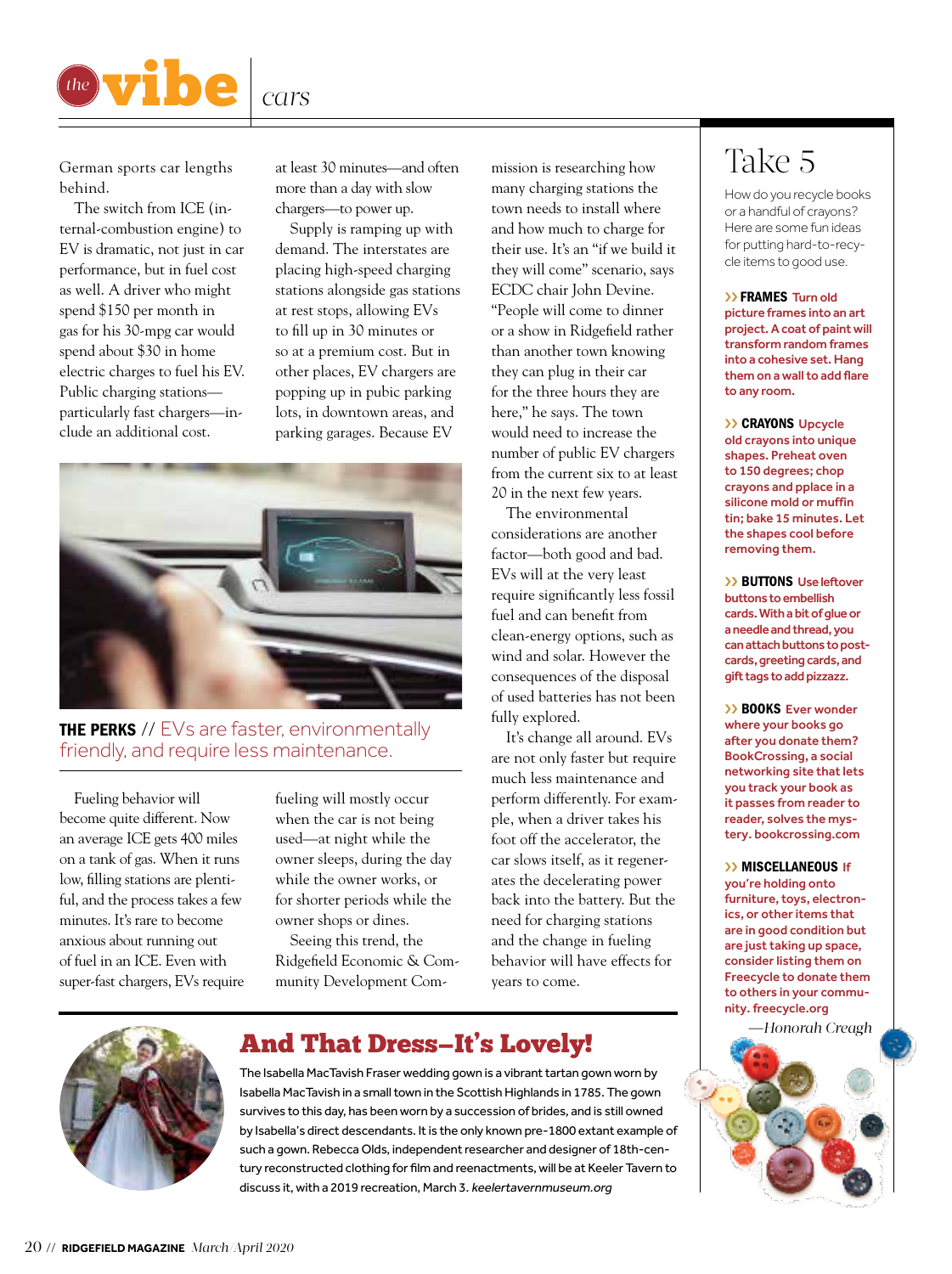German sports car lengths behind.

The switch from ICE (internal-combustion engine) to EV is dramatic, not just in car performance, but in fuel cost as well. A driver who might spend $150 per month in gas for his 30-mpg car would spend about $30 in home electric charges to fuel his EV. Public charging stations—particularly fast chargers—include an additional cost.

**THE PERKS** // EVs are faster, environmentally friendly, and require less maintenance.

Fueling behavior will become quite different. Now an average ICE gets 400 miles on a tank of gas. When it runs low, filling stations are plentiful, and the process takes a few minutes. It's rare to become anxious about running out of fuel in an ICE. Even with super-fast chargers, EVs require at least 30 minutes—and often more than a day with slow chargers—to power up.

Supply is ramping up with demand. The interstates are placing high-speed charging stations alongside gas stations at rest stops, allowing EVs to fill up in 30 minutes or so at a premium cost. But in other places, EV chargers are popping up in pubic parking lots, in downtown areas, and parking garages. Because EV fueling will mostly occur when the car is not being used—at night while the owner sleeps, during the day while the owner works, or for shorter periods while the owner shops or dines.

Seeing this trend, the Ridgefield Economic & Community Development Commission is researching how many charging stations the town needs to install where and how much to charge for their use. It's an "if we build it they will come" scenario, says ECDC chair John Devine. "People will come to dinner or a show in Ridgefield rather than another town knowing they can plug in their car for the three hours they are here," he says. The town would need to increase the number of public EV chargers from the current six to at least 20 in the next few years.

The environmental considerations are another factor—both good and bad. EVs will at the very least require significantly less fossil fuel and can benefit from clean-energy options, such as wind and solar. However the consequences of the disposal of used batteries has not been fully explored.

It's change all around. EVs are not only faster but require much less maintenance and perform differently. For example, when a driver takes his foot off the accelerator, the car slows itself, as it regenerates the decelerating power back into the battery. But the need for charging stations and the change in fueling behavior will have effects for years to come.

## And That Dress—It's Lovely!

The Isabella MacTavish Fraser wedding gown is a vibrant tartan gown worn by Isabella MacTavish in a small town in the Scottish Highlands in 1785. The gown survives to this day, has been worn by a succession of brides, and is still owned by Isabella's direct descendants. It is the only known pre-1800 extant example of such a gown. Rebecca Olds, independent researcher and designer of 18th-century reconstructed clothing for film and reenactments, will be at Keeler Tavern to discuss it, with a 2019 recreation, March 3. *keelertavernmuseum.org*

## Take 5

How do you recycle books or a handful of crayons? Here are some fun ideas for putting hard-to-recycle items to good use.

**>> FRAMES** Turn old picture frames into an art project. A coat of paint will transform random frames into a cohesive set. Hang them on a wall to add flare to any room.

**>> CRAYONS** Upcycle old crayons into unique shapes. Preheat oven to 150 degrees; chop crayons and pplace in a silicone mold or muffin tin; bake 15 minutes. Let the shapes cool before removing them.

**>> BUTTONS** Use leftover buttons to embellish cards. With a bit of glue or a needle and thread, you can attach buttons to postcards, greeting cards, and gift tags to add pizzazz.

**>> BOOKS** Ever wonder where your books go after you donate them? BookCrossing, a social networking site that lets you track your book as it passes from reader to reader, solves the mystery. bookcrossing.com

**>> MISCELLANEOUS** If you're holding onto furniture, toys, electronics, or other items that are in good condition but are just taking up space, consider listing them on Freecycle to donate them to others in your community. freecycle.org

*—Honorah Creagh*